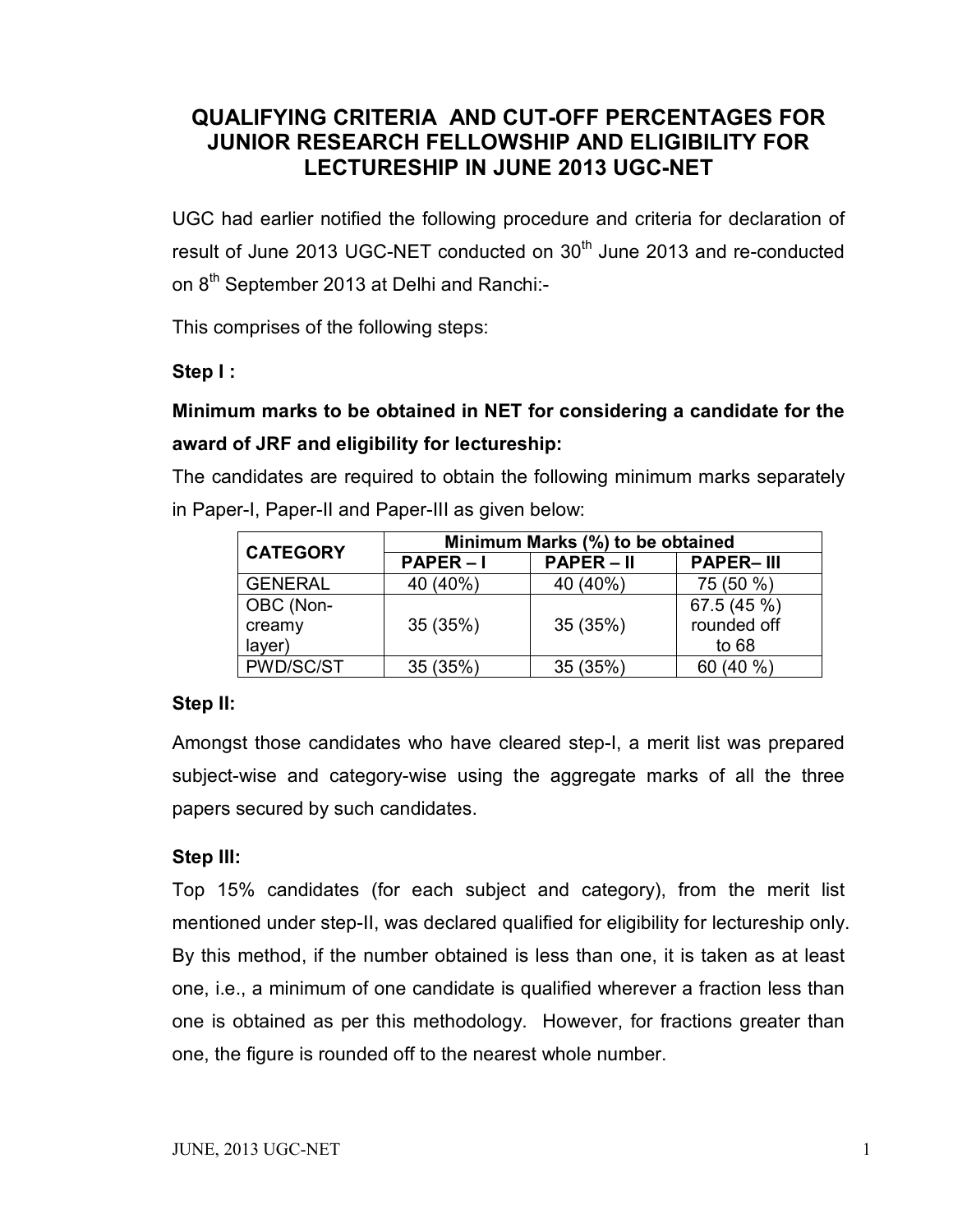# QUALIFYING CRITERIA AND CUT-OFF PERCENTAGES FOR JUNIOR RESEARCH FELLOWSHIP AND ELIGIBILITY FOR LECTURESHIP IN JUNE 2013 UGC-NET

UGC had earlier notified the following procedure and criteria for declaration of result of June 2013 UGC-NET conducted on 30th June 2013 and re-conducted on 8th September 2013 at Delhi and Ranchi:-

This comprises of the following steps:

**Step I :**

**Minimum marks to be obtained in NET for considering a candidate for the award of JRF and eligibility for lectureship:**

The candidates are required to obtain the following minimum marks separately in Paper-I, Paper-II and Paper-III as given below:

| CATEGORY | Minimum Marks (%) to be obtained | | |
|---|---|---|---|
| | PAPER – I | PAPER – II | PAPER– III |
| GENERAL | 40 (40%) | 40 (40%) | 75 (50 %) |
| OBC (Non-creamy layer) | 35 (35%) | 35 (35%) | 67.5 (45 %) rounded off to 68 |
| PWD/SC/ST | 35 (35%) | 35 (35%) | 60 (40 %) |

**Step II:**

Amongst those candidates who have cleared step-I, a merit list was prepared subject-wise and category-wise using the aggregate marks of all the three papers secured by such candidates.

**Step III:**

Top 15% candidates (for each subject and category), from the merit list mentioned under step-II, was declared qualified for eligibility for lectureship only. By this method, if the number obtained is less than one, it is taken as at least one, i.e., a minimum of one candidate is qualified wherever a fraction less than one is obtained as per this methodology. However, for fractions greater than one, the figure is rounded off to the nearest whole number.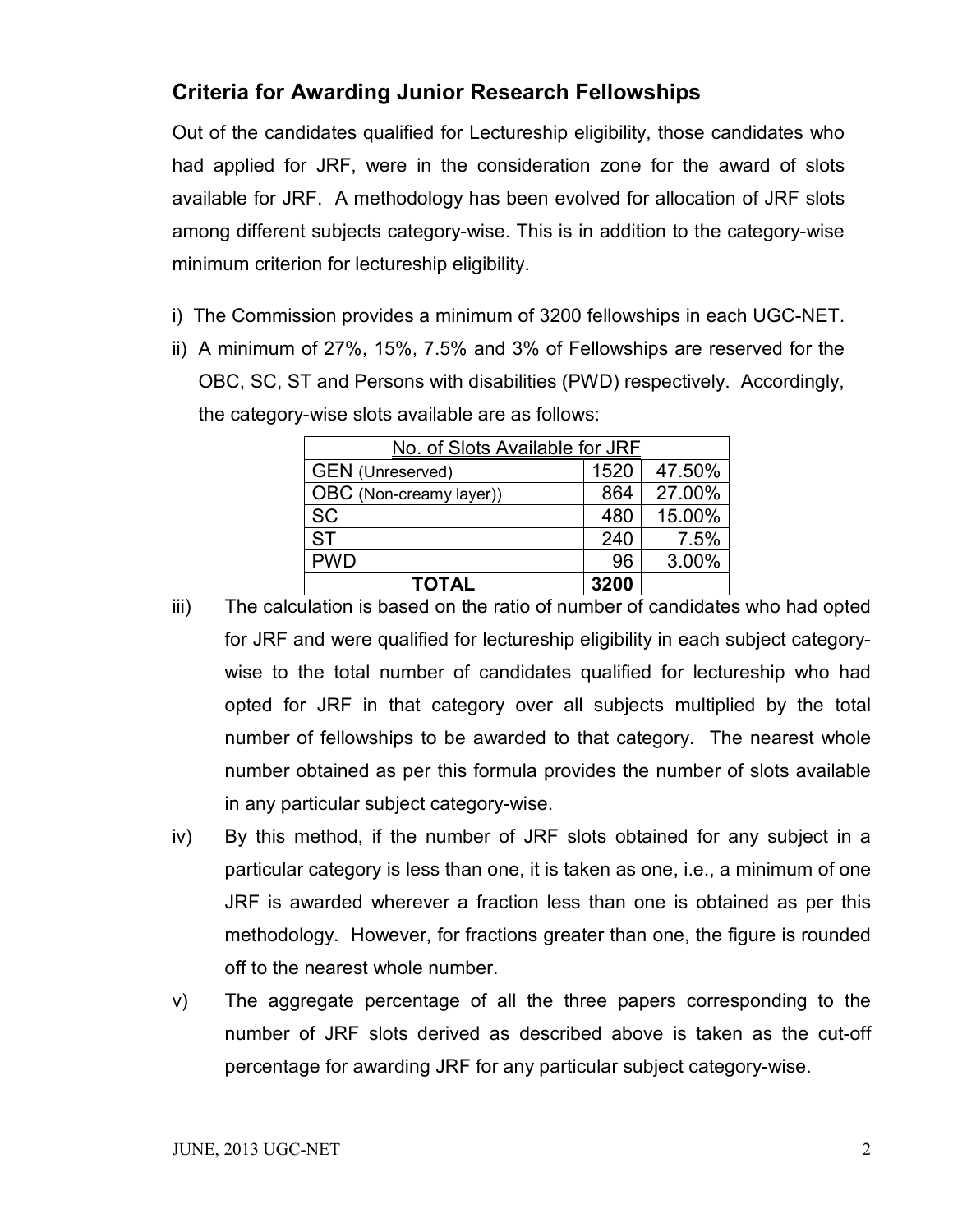## Criteria for Awarding Junior Research Fellowships

Out of the candidates qualified for Lectureship eligibility, those candidates who had applied for JRF, were in the consideration zone for the award of slots available for JRF. A methodology has been evolved for allocation of JRF slots among different subjects category-wise. This is in addition to the category-wise minimum criterion for lectureship eligibility.

i) The Commission provides a minimum of 3200 fellowships in each UGC-NET.

ii) A minimum of 27%, 15%, 7.5% and 3% of Fellowships are reserved for the OBC, SC, ST and Persons with disabilities (PWD) respectively. Accordingly, the category-wise slots available are as follows:

| No. of Slots Available for JRF | | |
|---|---|---|
| GEN (Unreserved) | 1520 | 47.50% |
| OBC (Non-creamy layer)) | 864 | 27.00% |
| SC | 480 | 15.00% |
| ST | 240 | 7.5% |
| PWD | 96 | 3.00% |
| **TOTAL** | **3200** | |

iii) The calculation is based on the ratio of number of candidates who had opted for JRF and were qualified for lectureship eligibility in each subject category-wise to the total number of candidates qualified for lectureship who had opted for JRF in that category over all subjects multiplied by the total number of fellowships to be awarded to that category. The nearest whole number obtained as per this formula provides the number of slots available in any particular subject category-wise.

iv) By this method, if the number of JRF slots obtained for any subject in a particular category is less than one, it is taken as one, i.e., a minimum of one JRF is awarded wherever a fraction less than one is obtained as per this methodology. However, for fractions greater than one, the figure is rounded off to the nearest whole number.

v) The aggregate percentage of all the three papers corresponding to the number of JRF slots derived as described above is taken as the cut-off percentage for awarding JRF for any particular subject category-wise.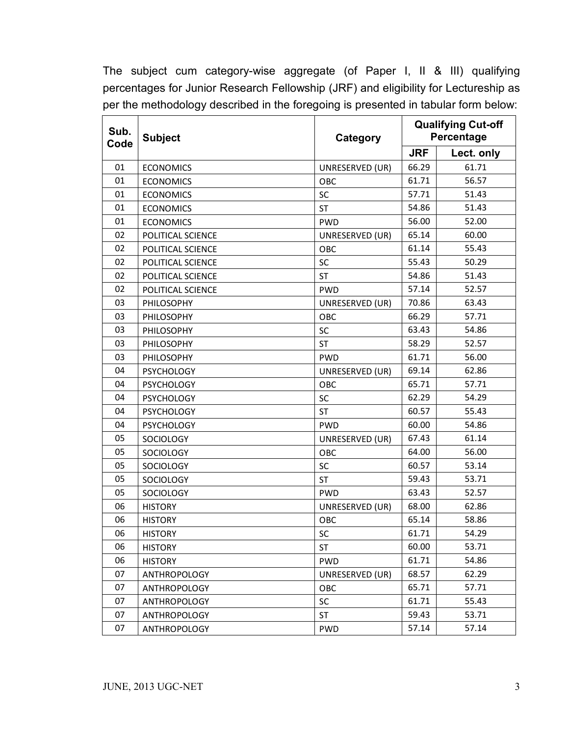The subject cum category-wise aggregate (of Paper I, II & III) qualifying percentages for Junior Research Fellowship (JRF) and eligibility for Lectureship as per the methodology described in the foregoing is presented in tabular form below:

| Sub. Code | Subject | Category | Qualifying Cut-off Percentage | |
|---|---|---|---|---|
| | | | JRF | Lect. only |
| 01 | ECONOMICS | UNRESERVED (UR) | 66.29 | 61.71 |
| 01 | ECONOMICS | OBC | 61.71 | 56.57 |
| 01 | ECONOMICS | SC | 57.71 | 51.43 |
| 01 | ECONOMICS | ST | 54.86 | 51.43 |
| 01 | ECONOMICS | PWD | 56.00 | 52.00 |
| 02 | POLITICAL SCIENCE | UNRESERVED (UR) | 65.14 | 60.00 |
| 02 | POLITICAL SCIENCE | OBC | 61.14 | 55.43 |
| 02 | POLITICAL SCIENCE | SC | 55.43 | 50.29 |
| 02 | POLITICAL SCIENCE | ST | 54.86 | 51.43 |
| 02 | POLITICAL SCIENCE | PWD | 57.14 | 52.57 |
| 03 | PHILOSOPHY | UNRESERVED (UR) | 70.86 | 63.43 |
| 03 | PHILOSOPHY | OBC | 66.29 | 57.71 |
| 03 | PHILOSOPHY | SC | 63.43 | 54.86 |
| 03 | PHILOSOPHY | ST | 58.29 | 52.57 |
| 03 | PHILOSOPHY | PWD | 61.71 | 56.00 |
| 04 | PSYCHOLOGY | UNRESERVED (UR) | 69.14 | 62.86 |
| 04 | PSYCHOLOGY | OBC | 65.71 | 57.71 |
| 04 | PSYCHOLOGY | SC | 62.29 | 54.29 |
| 04 | PSYCHOLOGY | ST | 60.57 | 55.43 |
| 04 | PSYCHOLOGY | PWD | 60.00 | 54.86 |
| 05 | SOCIOLOGY | UNRESERVED (UR) | 67.43 | 61.14 |
| 05 | SOCIOLOGY | OBC | 64.00 | 56.00 |
| 05 | SOCIOLOGY | SC | 60.57 | 53.14 |
| 05 | SOCIOLOGY | ST | 59.43 | 53.71 |
| 05 | SOCIOLOGY | PWD | 63.43 | 52.57 |
| 06 | HISTORY | UNRESERVED (UR) | 68.00 | 62.86 |
| 06 | HISTORY | OBC | 65.14 | 58.86 |
| 06 | HISTORY | SC | 61.71 | 54.29 |
| 06 | HISTORY | ST | 60.00 | 53.71 |
| 06 | HISTORY | PWD | 61.71 | 54.86 |
| 07 | ANTHROPOLOGY | UNRESERVED (UR) | 68.57 | 62.29 |
| 07 | ANTHROPOLOGY | OBC | 65.71 | 57.71 |
| 07 | ANTHROPOLOGY | SC | 61.71 | 55.43 |
| 07 | ANTHROPOLOGY | ST | 59.43 | 53.71 |
| 07 | ANTHROPOLOGY | PWD | 57.14 | 57.14 |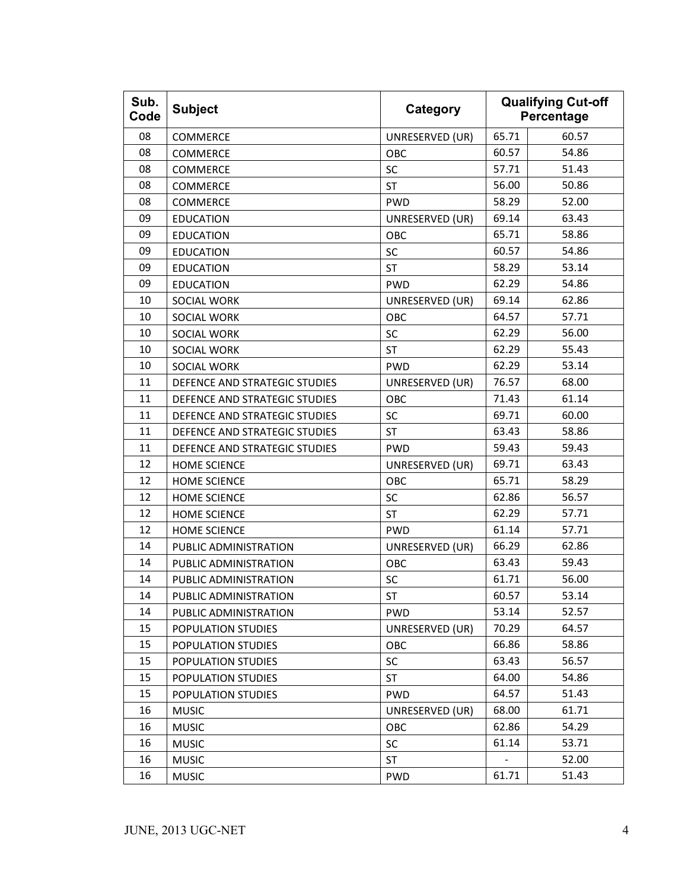| Sub. Code | Subject | Category | Qualifying Cut-off Percentage | |
|---|---|---|---|---|
| 08 | COMMERCE | UNRESERVED (UR) | 65.71 | 60.57 |
| 08 | COMMERCE | OBC | 60.57 | 54.86 |
| 08 | COMMERCE | SC | 57.71 | 51.43 |
| 08 | COMMERCE | ST | 56.00 | 50.86 |
| 08 | COMMERCE | PWD | 58.29 | 52.00 |
| 09 | EDUCATION | UNRESERVED (UR) | 69.14 | 63.43 |
| 09 | EDUCATION | OBC | 65.71 | 58.86 |
| 09 | EDUCATION | SC | 60.57 | 54.86 |
| 09 | EDUCATION | ST | 58.29 | 53.14 |
| 09 | EDUCATION | PWD | 62.29 | 54.86 |
| 10 | SOCIAL WORK | UNRESERVED (UR) | 69.14 | 62.86 |
| 10 | SOCIAL WORK | OBC | 64.57 | 57.71 |
| 10 | SOCIAL WORK | SC | 62.29 | 56.00 |
| 10 | SOCIAL WORK | ST | 62.29 | 55.43 |
| 10 | SOCIAL WORK | PWD | 62.29 | 53.14 |
| 11 | DEFENCE AND STRATEGIC STUDIES | UNRESERVED (UR) | 76.57 | 68.00 |
| 11 | DEFENCE AND STRATEGIC STUDIES | OBC | 71.43 | 61.14 |
| 11 | DEFENCE AND STRATEGIC STUDIES | SC | 69.71 | 60.00 |
| 11 | DEFENCE AND STRATEGIC STUDIES | ST | 63.43 | 58.86 |
| 11 | DEFENCE AND STRATEGIC STUDIES | PWD | 59.43 | 59.43 |
| 12 | HOME SCIENCE | UNRESERVED (UR) | 69.71 | 63.43 |
| 12 | HOME SCIENCE | OBC | 65.71 | 58.29 |
| 12 | HOME SCIENCE | SC | 62.86 | 56.57 |
| 12 | HOME SCIENCE | ST | 62.29 | 57.71 |
| 12 | HOME SCIENCE | PWD | 61.14 | 57.71 |
| 14 | PUBLIC ADMINISTRATION | UNRESERVED (UR) | 66.29 | 62.86 |
| 14 | PUBLIC ADMINISTRATION | OBC | 63.43 | 59.43 |
| 14 | PUBLIC ADMINISTRATION | SC | 61.71 | 56.00 |
| 14 | PUBLIC ADMINISTRATION | ST | 60.57 | 53.14 |
| 14 | PUBLIC ADMINISTRATION | PWD | 53.14 | 52.57 |
| 15 | POPULATION STUDIES | UNRESERVED (UR) | 70.29 | 64.57 |
| 15 | POPULATION STUDIES | OBC | 66.86 | 58.86 |
| 15 | POPULATION STUDIES | SC | 63.43 | 56.57 |
| 15 | POPULATION STUDIES | ST | 64.00 | 54.86 |
| 15 | POPULATION STUDIES | PWD | 64.57 | 51.43 |
| 16 | MUSIC | UNRESERVED (UR) | 68.00 | 61.71 |
| 16 | MUSIC | OBC | 62.86 | 54.29 |
| 16 | MUSIC | SC | 61.14 | 53.71 |
| 16 | MUSIC | ST | - | 52.00 |
| 16 | MUSIC | PWD | 61.71 | 51.43 |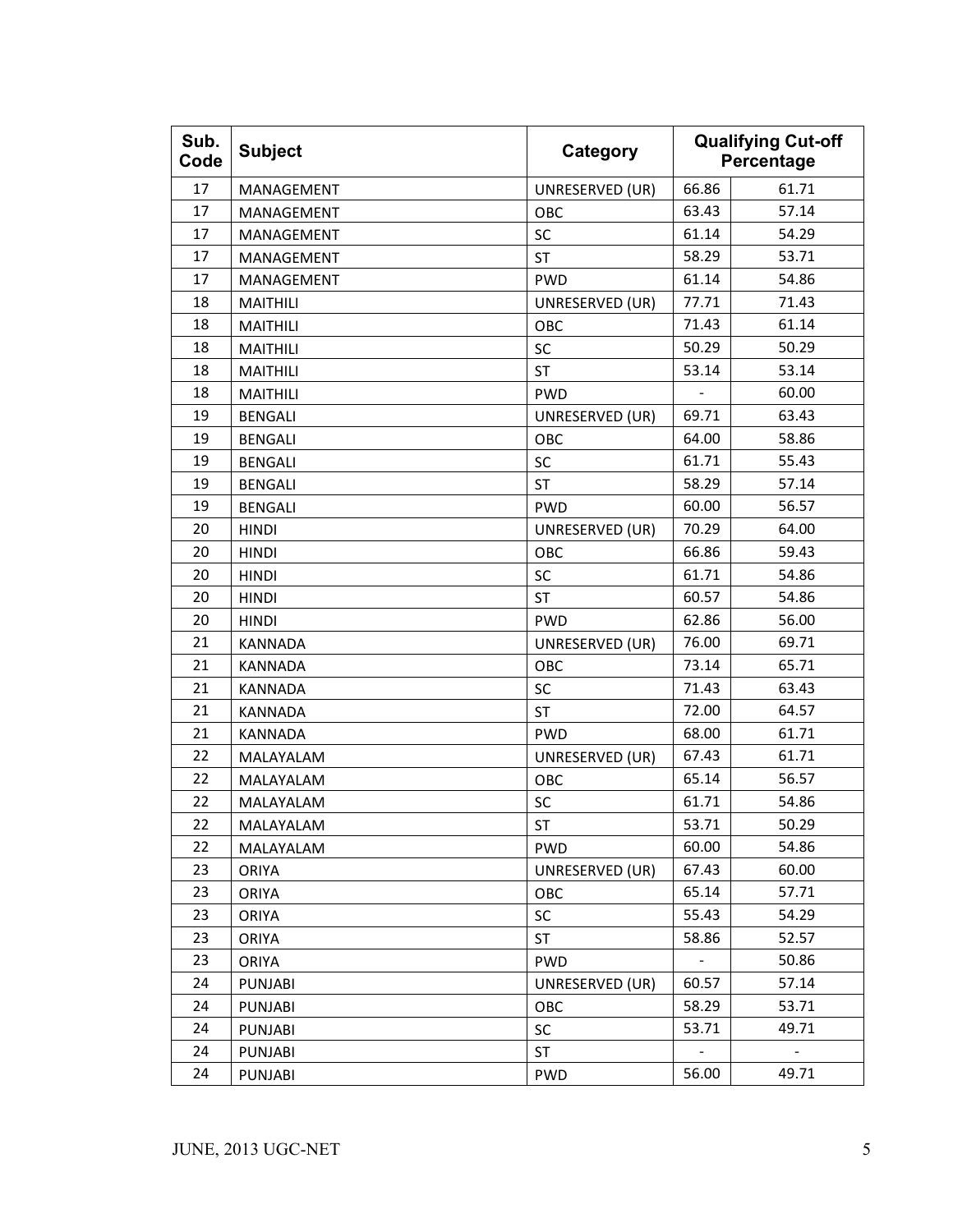| Sub. Code | Subject | Category | Qualifying Cut-off Percentage | |
|---|---|---|---|---|
| 17 | MANAGEMENT | UNRESERVED (UR) | 66.86 | 61.71 |
| 17 | MANAGEMENT | OBC | 63.43 | 57.14 |
| 17 | MANAGEMENT | SC | 61.14 | 54.29 |
| 17 | MANAGEMENT | ST | 58.29 | 53.71 |
| 17 | MANAGEMENT | PWD | 61.14 | 54.86 |
| 18 | MAITHILI | UNRESERVED (UR) | 77.71 | 71.43 |
| 18 | MAITHILI | OBC | 71.43 | 61.14 |
| 18 | MAITHILI | SC | 50.29 | 50.29 |
| 18 | MAITHILI | ST | 53.14 | 53.14 |
| 18 | MAITHILI | PWD | - | 60.00 |
| 19 | BENGALI | UNRESERVED (UR) | 69.71 | 63.43 |
| 19 | BENGALI | OBC | 64.00 | 58.86 |
| 19 | BENGALI | SC | 61.71 | 55.43 |
| 19 | BENGALI | ST | 58.29 | 57.14 |
| 19 | BENGALI | PWD | 60.00 | 56.57 |
| 20 | HINDI | UNRESERVED (UR) | 70.29 | 64.00 |
| 20 | HINDI | OBC | 66.86 | 59.43 |
| 20 | HINDI | SC | 61.71 | 54.86 |
| 20 | HINDI | ST | 60.57 | 54.86 |
| 20 | HINDI | PWD | 62.86 | 56.00 |
| 21 | KANNADA | UNRESERVED (UR) | 76.00 | 69.71 |
| 21 | KANNADA | OBC | 73.14 | 65.71 |
| 21 | KANNADA | SC | 71.43 | 63.43 |
| 21 | KANNADA | ST | 72.00 | 64.57 |
| 21 | KANNADA | PWD | 68.00 | 61.71 |
| 22 | MALAYALAM | UNRESERVED (UR) | 67.43 | 61.71 |
| 22 | MALAYALAM | OBC | 65.14 | 56.57 |
| 22 | MALAYALAM | SC | 61.71 | 54.86 |
| 22 | MALAYALAM | ST | 53.71 | 50.29 |
| 22 | MALAYALAM | PWD | 60.00 | 54.86 |
| 23 | ORIYA | UNRESERVED (UR) | 67.43 | 60.00 |
| 23 | ORIYA | OBC | 65.14 | 57.71 |
| 23 | ORIYA | SC | 55.43 | 54.29 |
| 23 | ORIYA | ST | 58.86 | 52.57 |
| 23 | ORIYA | PWD | - | 50.86 |
| 24 | PUNJABI | UNRESERVED (UR) | 60.57 | 57.14 |
| 24 | PUNJABI | OBC | 58.29 | 53.71 |
| 24 | PUNJABI | SC | 53.71 | 49.71 |
| 24 | PUNJABI | ST | - | - |
| 24 | PUNJABI | PWD | 56.00 | 49.71 |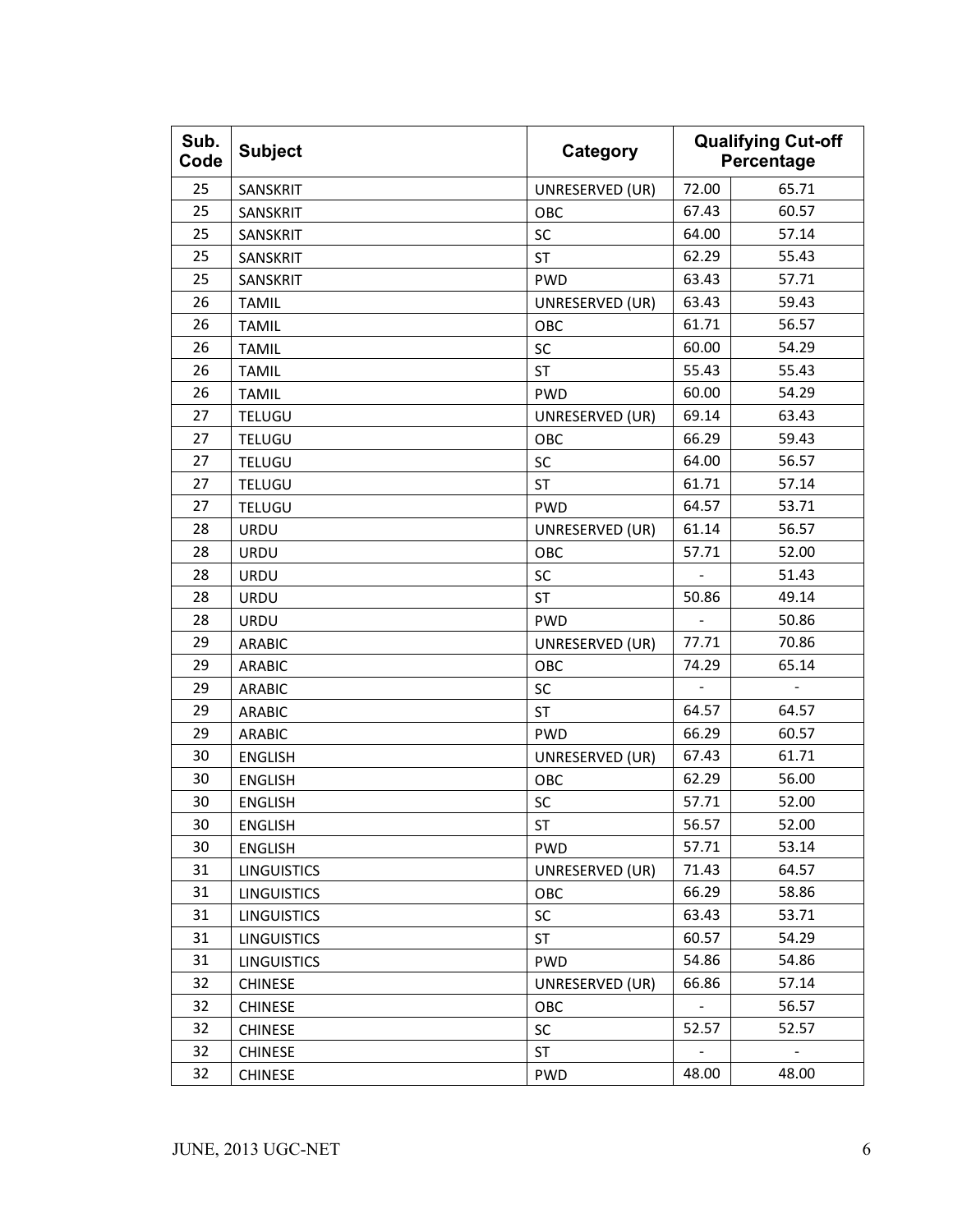| Sub. Code | Subject | Category | Qualifying Cut-off Percentage | |
|---|---|---|---|---|
| 25 | SANSKRIT | UNRESERVED (UR) | 72.00 | 65.71 |
| 25 | SANSKRIT | OBC | 67.43 | 60.57 |
| 25 | SANSKRIT | SC | 64.00 | 57.14 |
| 25 | SANSKRIT | ST | 62.29 | 55.43 |
| 25 | SANSKRIT | PWD | 63.43 | 57.71 |
| 26 | TAMIL | UNRESERVED (UR) | 63.43 | 59.43 |
| 26 | TAMIL | OBC | 61.71 | 56.57 |
| 26 | TAMIL | SC | 60.00 | 54.29 |
| 26 | TAMIL | ST | 55.43 | 55.43 |
| 26 | TAMIL | PWD | 60.00 | 54.29 |
| 27 | TELUGU | UNRESERVED (UR) | 69.14 | 63.43 |
| 27 | TELUGU | OBC | 66.29 | 59.43 |
| 27 | TELUGU | SC | 64.00 | 56.57 |
| 27 | TELUGU | ST | 61.71 | 57.14 |
| 27 | TELUGU | PWD | 64.57 | 53.71 |
| 28 | URDU | UNRESERVED (UR) | 61.14 | 56.57 |
| 28 | URDU | OBC | 57.71 | 52.00 |
| 28 | URDU | SC | - | 51.43 |
| 28 | URDU | ST | 50.86 | 49.14 |
| 28 | URDU | PWD | - | 50.86 |
| 29 | ARABIC | UNRESERVED (UR) | 77.71 | 70.86 |
| 29 | ARABIC | OBC | 74.29 | 65.14 |
| 29 | ARABIC | SC | - | - |
| 29 | ARABIC | ST | 64.57 | 64.57 |
| 29 | ARABIC | PWD | 66.29 | 60.57 |
| 30 | ENGLISH | UNRESERVED (UR) | 67.43 | 61.71 |
| 30 | ENGLISH | OBC | 62.29 | 56.00 |
| 30 | ENGLISH | SC | 57.71 | 52.00 |
| 30 | ENGLISH | ST | 56.57 | 52.00 |
| 30 | ENGLISH | PWD | 57.71 | 53.14 |
| 31 | LINGUISTICS | UNRESERVED (UR) | 71.43 | 64.57 |
| 31 | LINGUISTICS | OBC | 66.29 | 58.86 |
| 31 | LINGUISTICS | SC | 63.43 | 53.71 |
| 31 | LINGUISTICS | ST | 60.57 | 54.29 |
| 31 | LINGUISTICS | PWD | 54.86 | 54.86 |
| 32 | CHINESE | UNRESERVED (UR) | 66.86 | 57.14 |
| 32 | CHINESE | OBC | - | 56.57 |
| 32 | CHINESE | SC | 52.57 | 52.57 |
| 32 | CHINESE | ST | - | - |
| 32 | CHINESE | PWD | 48.00 | 48.00 |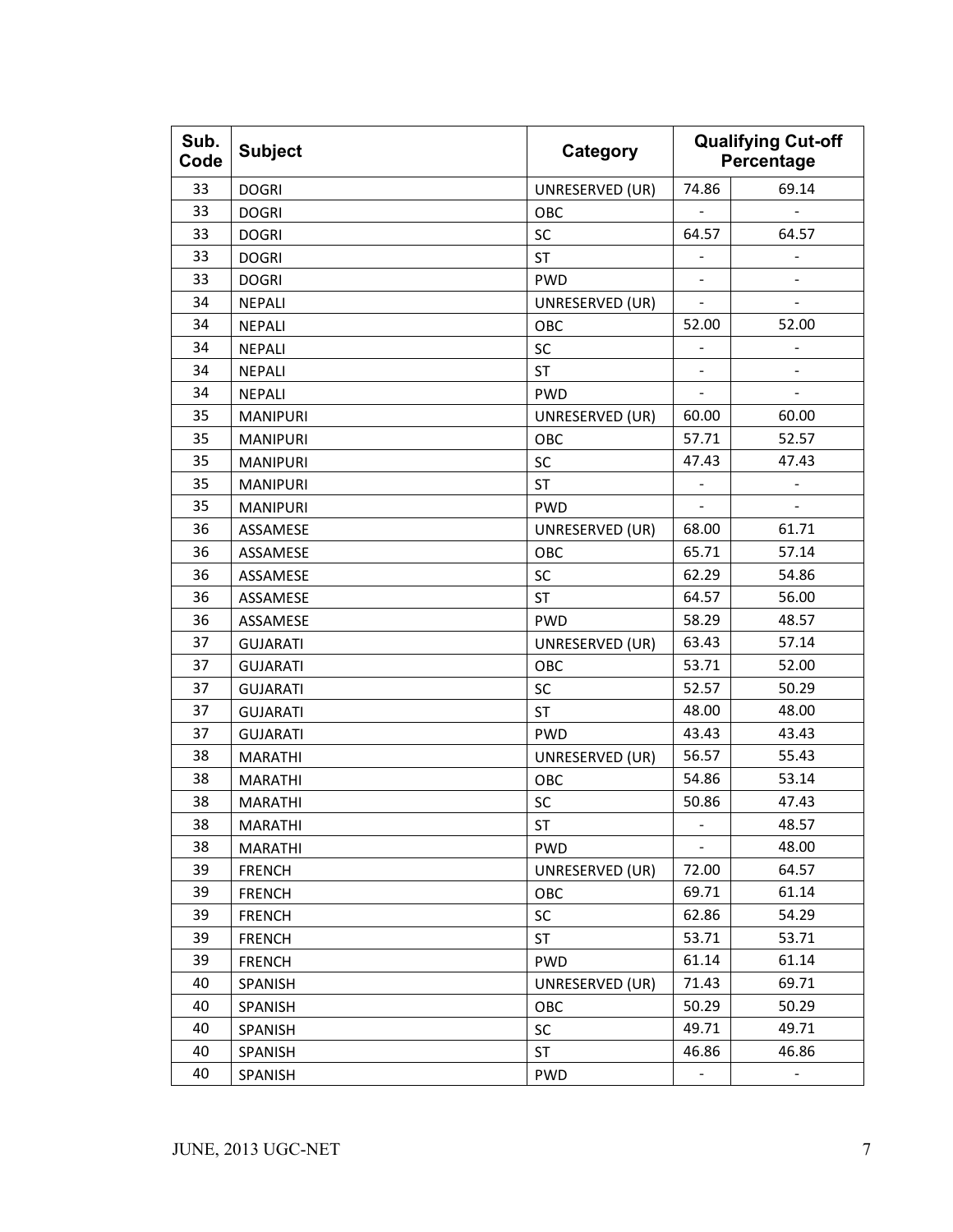| Sub. Code | Subject | Category | Qualifying Cut-off Percentage | |
|---|---|---|---|---|
| 33 | DOGRI | UNRESERVED (UR) | 74.86 | 69.14 |
| 33 | DOGRI | OBC | - | - |
| 33 | DOGRI | SC | 64.57 | 64.57 |
| 33 | DOGRI | ST | - | - |
| 33 | DOGRI | PWD | - | - |
| 34 | NEPALI | UNRESERVED (UR) | - | - |
| 34 | NEPALI | OBC | 52.00 | 52.00 |
| 34 | NEPALI | SC | - | - |
| 34 | NEPALI | ST | - | - |
| 34 | NEPALI | PWD | - | - |
| 35 | MANIPURI | UNRESERVED (UR) | 60.00 | 60.00 |
| 35 | MANIPURI | OBC | 57.71 | 52.57 |
| 35 | MANIPURI | SC | 47.43 | 47.43 |
| 35 | MANIPURI | ST | - | - |
| 35 | MANIPURI | PWD | - | - |
| 36 | ASSAMESE | UNRESERVED (UR) | 68.00 | 61.71 |
| 36 | ASSAMESE | OBC | 65.71 | 57.14 |
| 36 | ASSAMESE | SC | 62.29 | 54.86 |
| 36 | ASSAMESE | ST | 64.57 | 56.00 |
| 36 | ASSAMESE | PWD | 58.29 | 48.57 |
| 37 | GUJARATI | UNRESERVED (UR) | 63.43 | 57.14 |
| 37 | GUJARATI | OBC | 53.71 | 52.00 |
| 37 | GUJARATI | SC | 52.57 | 50.29 |
| 37 | GUJARATI | ST | 48.00 | 48.00 |
| 37 | GUJARATI | PWD | 43.43 | 43.43 |
| 38 | MARATHI | UNRESERVED (UR) | 56.57 | 55.43 |
| 38 | MARATHI | OBC | 54.86 | 53.14 |
| 38 | MARATHI | SC | 50.86 | 47.43 |
| 38 | MARATHI | ST | - | 48.57 |
| 38 | MARATHI | PWD | - | 48.00 |
| 39 | FRENCH | UNRESERVED (UR) | 72.00 | 64.57 |
| 39 | FRENCH | OBC | 69.71 | 61.14 |
| 39 | FRENCH | SC | 62.86 | 54.29 |
| 39 | FRENCH | ST | 53.71 | 53.71 |
| 39 | FRENCH | PWD | 61.14 | 61.14 |
| 40 | SPANISH | UNRESERVED (UR) | 71.43 | 69.71 |
| 40 | SPANISH | OBC | 50.29 | 50.29 |
| 40 | SPANISH | SC | 49.71 | 49.71 |
| 40 | SPANISH | ST | 46.86 | 46.86 |
| 40 | SPANISH | PWD | - | - |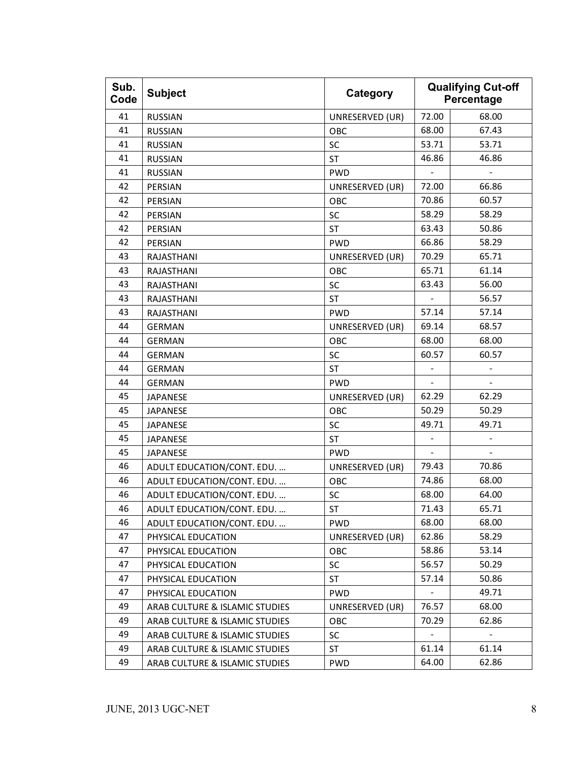| Sub. Code | Subject | Category | Qualifying Cut-off Percentage | |
|---|---|---|---|---|
| 41 | RUSSIAN | UNRESERVED (UR) | 72.00 | 68.00 |
| 41 | RUSSIAN | OBC | 68.00 | 67.43 |
| 41 | RUSSIAN | SC | 53.71 | 53.71 |
| 41 | RUSSIAN | ST | 46.86 | 46.86 |
| 41 | RUSSIAN | PWD | - | - |
| 42 | PERSIAN | UNRESERVED (UR) | 72.00 | 66.86 |
| 42 | PERSIAN | OBC | 70.86 | 60.57 |
| 42 | PERSIAN | SC | 58.29 | 58.29 |
| 42 | PERSIAN | ST | 63.43 | 50.86 |
| 42 | PERSIAN | PWD | 66.86 | 58.29 |
| 43 | RAJASTHANI | UNRESERVED (UR) | 70.29 | 65.71 |
| 43 | RAJASTHANI | OBC | 65.71 | 61.14 |
| 43 | RAJASTHANI | SC | 63.43 | 56.00 |
| 43 | RAJASTHANI | ST | - | 56.57 |
| 43 | RAJASTHANI | PWD | 57.14 | 57.14 |
| 44 | GERMAN | UNRESERVED (UR) | 69.14 | 68.57 |
| 44 | GERMAN | OBC | 68.00 | 68.00 |
| 44 | GERMAN | SC | 60.57 | 60.57 |
| 44 | GERMAN | ST | - | - |
| 44 | GERMAN | PWD | - | - |
| 45 | JAPANESE | UNRESERVED (UR) | 62.29 | 62.29 |
| 45 | JAPANESE | OBC | 50.29 | 50.29 |
| 45 | JAPANESE | SC | 49.71 | 49.71 |
| 45 | JAPANESE | ST | - | - |
| 45 | JAPANESE | PWD | - | - |
| 46 | ADULT EDUCATION/CONT. EDU. … | UNRESERVED (UR) | 79.43 | 70.86 |
| 46 | ADULT EDUCATION/CONT. EDU. … | OBC | 74.86 | 68.00 |
| 46 | ADULT EDUCATION/CONT. EDU. … | SC | 68.00 | 64.00 |
| 46 | ADULT EDUCATION/CONT. EDU. … | ST | 71.43 | 65.71 |
| 46 | ADULT EDUCATION/CONT. EDU. … | PWD | 68.00 | 68.00 |
| 47 | PHYSICAL EDUCATION | UNRESERVED (UR) | 62.86 | 58.29 |
| 47 | PHYSICAL EDUCATION | OBC | 58.86 | 53.14 |
| 47 | PHYSICAL EDUCATION | SC | 56.57 | 50.29 |
| 47 | PHYSICAL EDUCATION | ST | 57.14 | 50.86 |
| 47 | PHYSICAL EDUCATION | PWD | - | 49.71 |
| 49 | ARAB CULTURE & ISLAMIC STUDIES | UNRESERVED (UR) | 76.57 | 68.00 |
| 49 | ARAB CULTURE & ISLAMIC STUDIES | OBC | 70.29 | 62.86 |
| 49 | ARAB CULTURE & ISLAMIC STUDIES | SC | - | - |
| 49 | ARAB CULTURE & ISLAMIC STUDIES | ST | 61.14 | 61.14 |
| 49 | ARAB CULTURE & ISLAMIC STUDIES | PWD | 64.00 | 62.86 |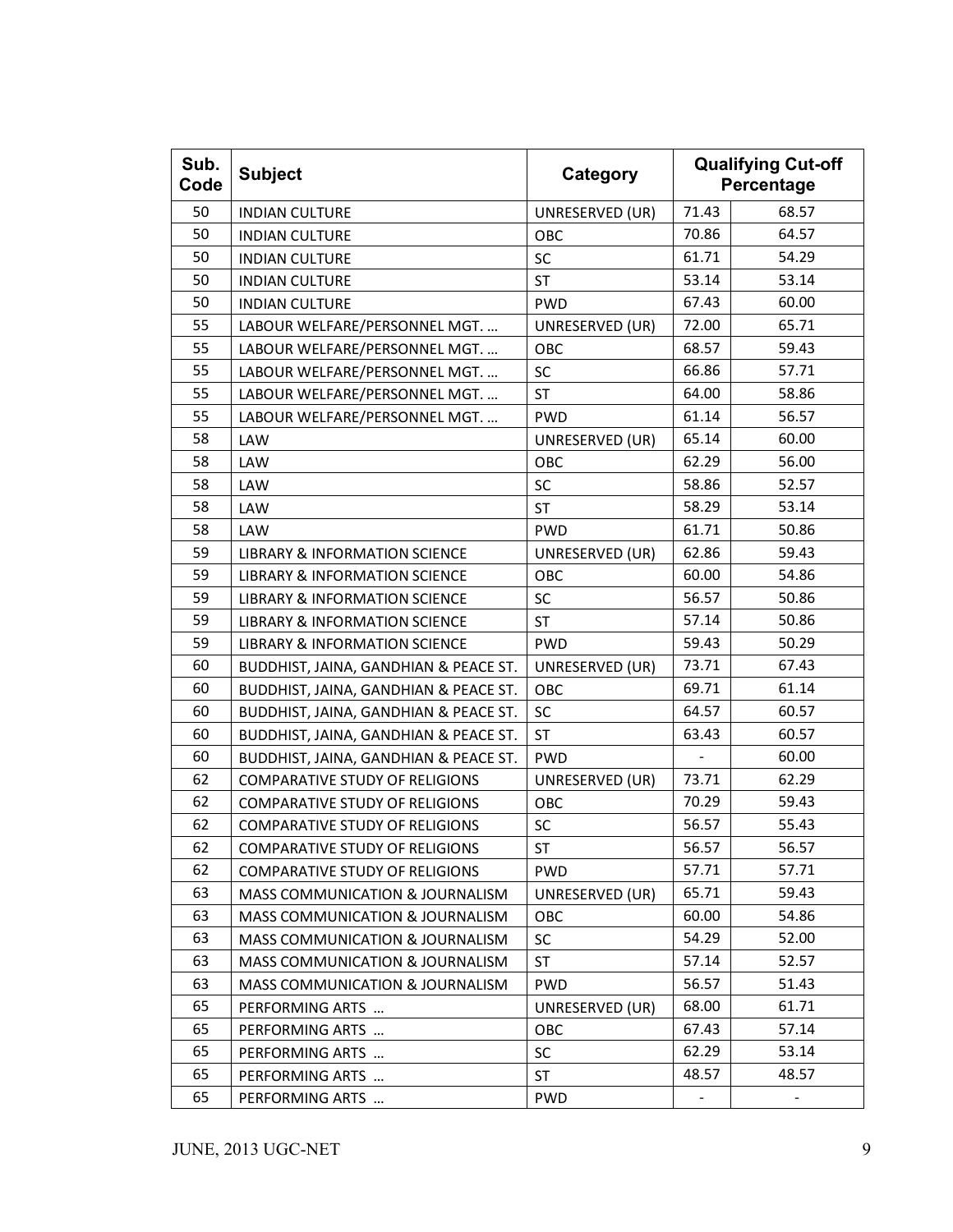| Sub. Code | Subject | Category | Qualifying Cut-off Percentage | |
|---|---|---|---|---|
| 50 | INDIAN CULTURE | UNRESERVED (UR) | 71.43 | 68.57 |
| 50 | INDIAN CULTURE | OBC | 70.86 | 64.57 |
| 50 | INDIAN CULTURE | SC | 61.71 | 54.29 |
| 50 | INDIAN CULTURE | ST | 53.14 | 53.14 |
| 50 | INDIAN CULTURE | PWD | 67.43 | 60.00 |
| 55 | LABOUR WELFARE/PERSONNEL MGT. … | UNRESERVED (UR) | 72.00 | 65.71 |
| 55 | LABOUR WELFARE/PERSONNEL MGT. … | OBC | 68.57 | 59.43 |
| 55 | LABOUR WELFARE/PERSONNEL MGT. … | SC | 66.86 | 57.71 |
| 55 | LABOUR WELFARE/PERSONNEL MGT. … | ST | 64.00 | 58.86 |
| 55 | LABOUR WELFARE/PERSONNEL MGT. … | PWD | 61.14 | 56.57 |
| 58 | LAW | UNRESERVED (UR) | 65.14 | 60.00 |
| 58 | LAW | OBC | 62.29 | 56.00 |
| 58 | LAW | SC | 58.86 | 52.57 |
| 58 | LAW | ST | 58.29 | 53.14 |
| 58 | LAW | PWD | 61.71 | 50.86 |
| 59 | LIBRARY & INFORMATION SCIENCE | UNRESERVED (UR) | 62.86 | 59.43 |
| 59 | LIBRARY & INFORMATION SCIENCE | OBC | 60.00 | 54.86 |
| 59 | LIBRARY & INFORMATION SCIENCE | SC | 56.57 | 50.86 |
| 59 | LIBRARY & INFORMATION SCIENCE | ST | 57.14 | 50.86 |
| 59 | LIBRARY & INFORMATION SCIENCE | PWD | 59.43 | 50.29 |
| 60 | BUDDHIST, JAINA, GANDHIAN & PEACE ST. | UNRESERVED (UR) | 73.71 | 67.43 |
| 60 | BUDDHIST, JAINA, GANDHIAN & PEACE ST. | OBC | 69.71 | 61.14 |
| 60 | BUDDHIST, JAINA, GANDHIAN & PEACE ST. | SC | 64.57 | 60.57 |
| 60 | BUDDHIST, JAINA, GANDHIAN & PEACE ST. | ST | 63.43 | 60.57 |
| 60 | BUDDHIST, JAINA, GANDHIAN & PEACE ST. | PWD | - | 60.00 |
| 62 | COMPARATIVE STUDY OF RELIGIONS | UNRESERVED (UR) | 73.71 | 62.29 |
| 62 | COMPARATIVE STUDY OF RELIGIONS | OBC | 70.29 | 59.43 |
| 62 | COMPARATIVE STUDY OF RELIGIONS | SC | 56.57 | 55.43 |
| 62 | COMPARATIVE STUDY OF RELIGIONS | ST | 56.57 | 56.57 |
| 62 | COMPARATIVE STUDY OF RELIGIONS | PWD | 57.71 | 57.71 |
| 63 | MASS COMMUNICATION & JOURNALISM | UNRESERVED (UR) | 65.71 | 59.43 |
| 63 | MASS COMMUNICATION & JOURNALISM | OBC | 60.00 | 54.86 |
| 63 | MASS COMMUNICATION & JOURNALISM | SC | 54.29 | 52.00 |
| 63 | MASS COMMUNICATION & JOURNALISM | ST | 57.14 | 52.57 |
| 63 | MASS COMMUNICATION & JOURNALISM | PWD | 56.57 | 51.43 |
| 65 | PERFORMING ARTS … | UNRESERVED (UR) | 68.00 | 61.71 |
| 65 | PERFORMING ARTS … | OBC | 67.43 | 57.14 |
| 65 | PERFORMING ARTS … | SC | 62.29 | 53.14 |
| 65 | PERFORMING ARTS … | ST | 48.57 | 48.57 |
| 65 | PERFORMING ARTS … | PWD | - | - |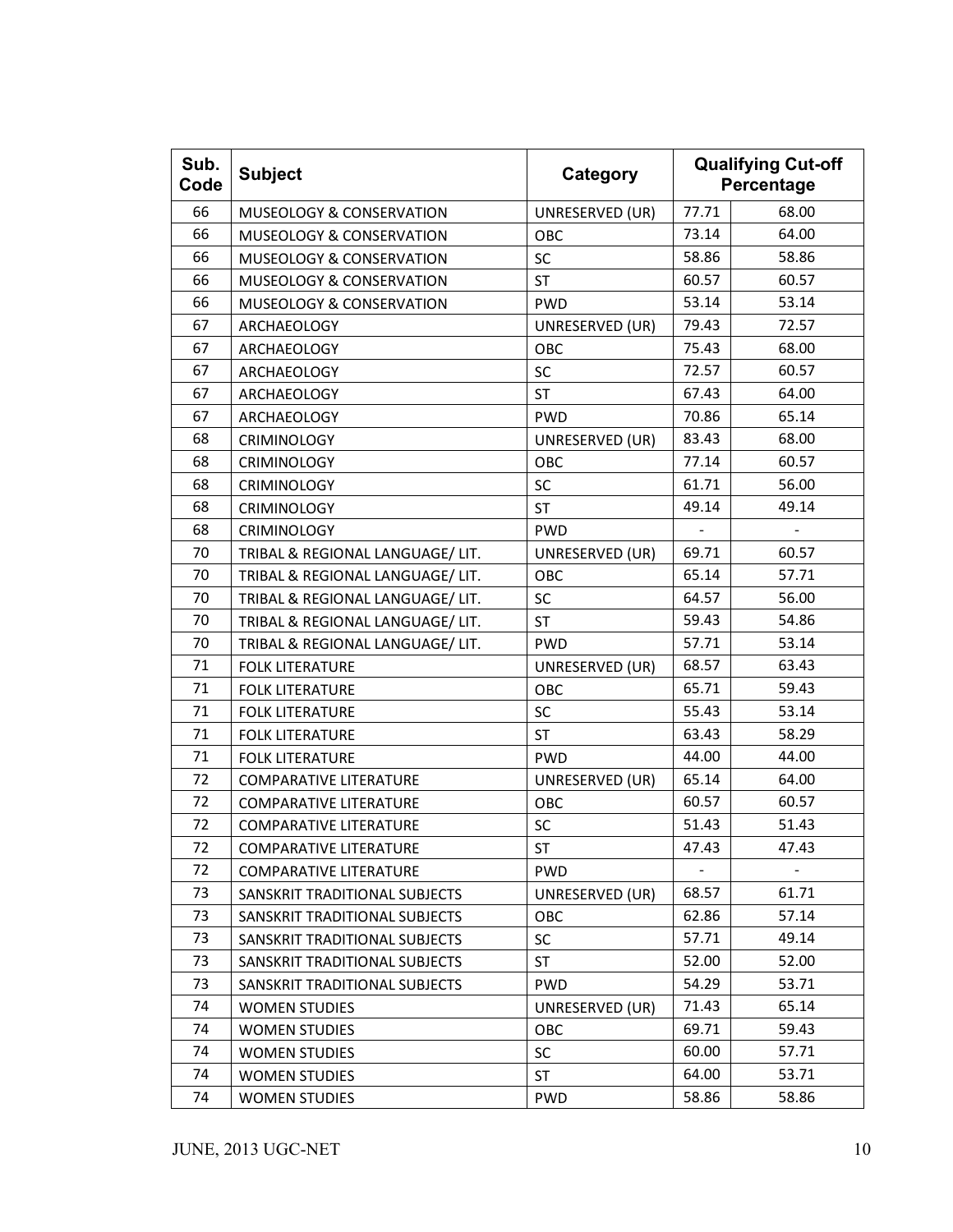| Sub. Code | Subject | Category | Qualifying Cut-off Percentage | |
|---|---|---|---|---|
| 66 | MUSEOLOGY & CONSERVATION | UNRESERVED (UR) | 77.71 | 68.00 |
| 66 | MUSEOLOGY & CONSERVATION | OBC | 73.14 | 64.00 |
| 66 | MUSEOLOGY & CONSERVATION | SC | 58.86 | 58.86 |
| 66 | MUSEOLOGY & CONSERVATION | ST | 60.57 | 60.57 |
| 66 | MUSEOLOGY & CONSERVATION | PWD | 53.14 | 53.14 |
| 67 | ARCHAEOLOGY | UNRESERVED (UR) | 79.43 | 72.57 |
| 67 | ARCHAEOLOGY | OBC | 75.43 | 68.00 |
| 67 | ARCHAEOLOGY | SC | 72.57 | 60.57 |
| 67 | ARCHAEOLOGY | ST | 67.43 | 64.00 |
| 67 | ARCHAEOLOGY | PWD | 70.86 | 65.14 |
| 68 | CRIMINOLOGY | UNRESERVED (UR) | 83.43 | 68.00 |
| 68 | CRIMINOLOGY | OBC | 77.14 | 60.57 |
| 68 | CRIMINOLOGY | SC | 61.71 | 56.00 |
| 68 | CRIMINOLOGY | ST | 49.14 | 49.14 |
| 68 | CRIMINOLOGY | PWD | - | - |
| 70 | TRIBAL & REGIONAL LANGUAGE/ LIT. | UNRESERVED (UR) | 69.71 | 60.57 |
| 70 | TRIBAL & REGIONAL LANGUAGE/ LIT. | OBC | 65.14 | 57.71 |
| 70 | TRIBAL & REGIONAL LANGUAGE/ LIT. | SC | 64.57 | 56.00 |
| 70 | TRIBAL & REGIONAL LANGUAGE/ LIT. | ST | 59.43 | 54.86 |
| 70 | TRIBAL & REGIONAL LANGUAGE/ LIT. | PWD | 57.71 | 53.14 |
| 71 | FOLK LITERATURE | UNRESERVED (UR) | 68.57 | 63.43 |
| 71 | FOLK LITERATURE | OBC | 65.71 | 59.43 |
| 71 | FOLK LITERATURE | SC | 55.43 | 53.14 |
| 71 | FOLK LITERATURE | ST | 63.43 | 58.29 |
| 71 | FOLK LITERATURE | PWD | 44.00 | 44.00 |
| 72 | COMPARATIVE LITERATURE | UNRESERVED (UR) | 65.14 | 64.00 |
| 72 | COMPARATIVE LITERATURE | OBC | 60.57 | 60.57 |
| 72 | COMPARATIVE LITERATURE | SC | 51.43 | 51.43 |
| 72 | COMPARATIVE LITERATURE | ST | 47.43 | 47.43 |
| 72 | COMPARATIVE LITERATURE | PWD | - | - |
| 73 | SANSKRIT TRADITIONAL SUBJECTS | UNRESERVED (UR) | 68.57 | 61.71 |
| 73 | SANSKRIT TRADITIONAL SUBJECTS | OBC | 62.86 | 57.14 |
| 73 | SANSKRIT TRADITIONAL SUBJECTS | SC | 57.71 | 49.14 |
| 73 | SANSKRIT TRADITIONAL SUBJECTS | ST | 52.00 | 52.00 |
| 73 | SANSKRIT TRADITIONAL SUBJECTS | PWD | 54.29 | 53.71 |
| 74 | WOMEN STUDIES | UNRESERVED (UR) | 71.43 | 65.14 |
| 74 | WOMEN STUDIES | OBC | 69.71 | 59.43 |
| 74 | WOMEN STUDIES | SC | 60.00 | 57.71 |
| 74 | WOMEN STUDIES | ST | 64.00 | 53.71 |
| 74 | WOMEN STUDIES | PWD | 58.86 | 58.86 |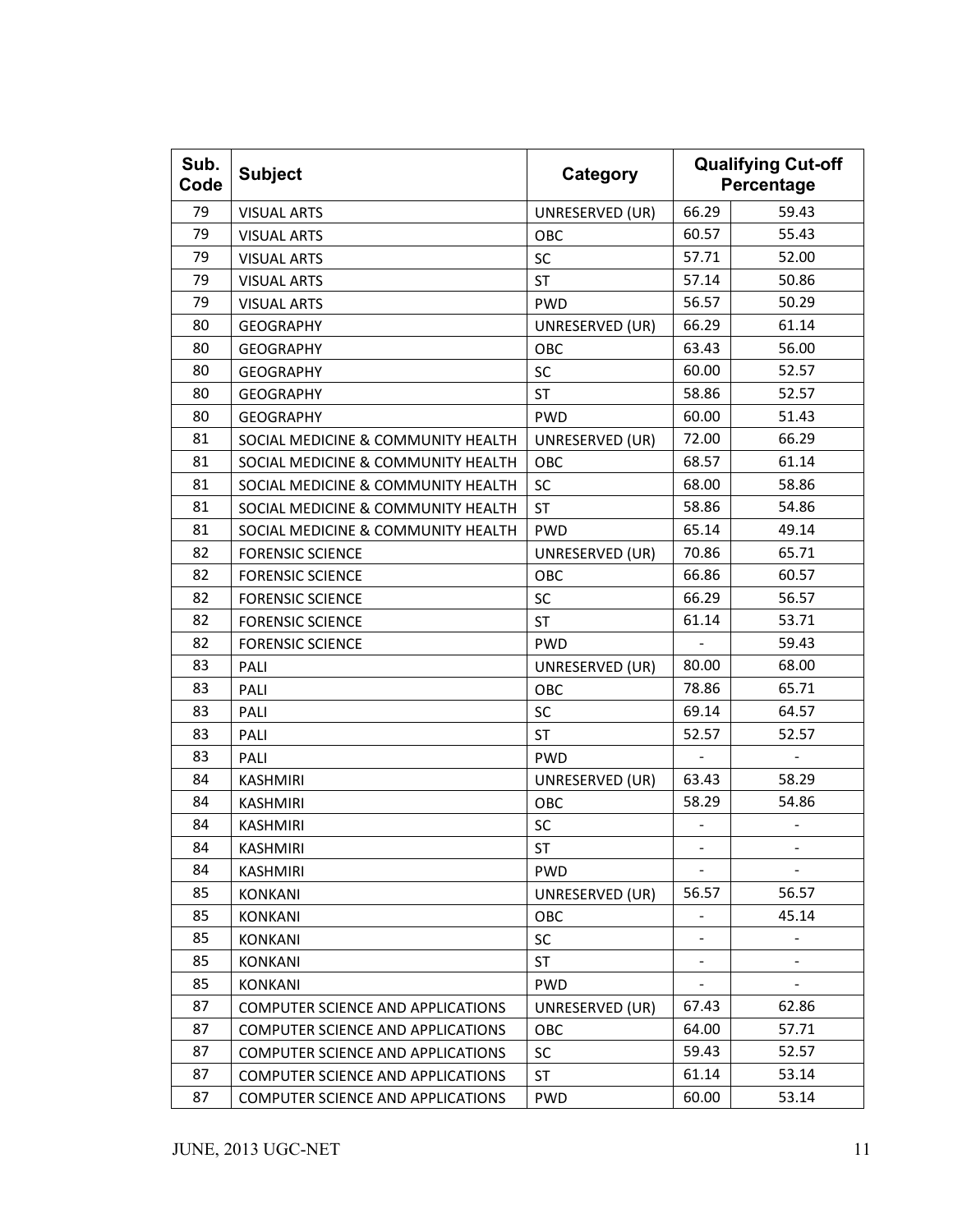| Sub. Code | Subject | Category | Qualifying Cut-off Percentage | |
|---|---|---|---|---|
| 79 | VISUAL ARTS | UNRESERVED (UR) | 66.29 | 59.43 |
| 79 | VISUAL ARTS | OBC | 60.57 | 55.43 |
| 79 | VISUAL ARTS | SC | 57.71 | 52.00 |
| 79 | VISUAL ARTS | ST | 57.14 | 50.86 |
| 79 | VISUAL ARTS | PWD | 56.57 | 50.29 |
| 80 | GEOGRAPHY | UNRESERVED (UR) | 66.29 | 61.14 |
| 80 | GEOGRAPHY | OBC | 63.43 | 56.00 |
| 80 | GEOGRAPHY | SC | 60.00 | 52.57 |
| 80 | GEOGRAPHY | ST | 58.86 | 52.57 |
| 80 | GEOGRAPHY | PWD | 60.00 | 51.43 |
| 81 | SOCIAL MEDICINE & COMMUNITY HEALTH | UNRESERVED (UR) | 72.00 | 66.29 |
| 81 | SOCIAL MEDICINE & COMMUNITY HEALTH | OBC | 68.57 | 61.14 |
| 81 | SOCIAL MEDICINE & COMMUNITY HEALTH | SC | 68.00 | 58.86 |
| 81 | SOCIAL MEDICINE & COMMUNITY HEALTH | ST | 58.86 | 54.86 |
| 81 | SOCIAL MEDICINE & COMMUNITY HEALTH | PWD | 65.14 | 49.14 |
| 82 | FORENSIC SCIENCE | UNRESERVED (UR) | 70.86 | 65.71 |
| 82 | FORENSIC SCIENCE | OBC | 66.86 | 60.57 |
| 82 | FORENSIC SCIENCE | SC | 66.29 | 56.57 |
| 82 | FORENSIC SCIENCE | ST | 61.14 | 53.71 |
| 82 | FORENSIC SCIENCE | PWD | - | 59.43 |
| 83 | PALI | UNRESERVED (UR) | 80.00 | 68.00 |
| 83 | PALI | OBC | 78.86 | 65.71 |
| 83 | PALI | SC | 69.14 | 64.57 |
| 83 | PALI | ST | 52.57 | 52.57 |
| 83 | PALI | PWD | - | - |
| 84 | KASHMIRI | UNRESERVED (UR) | 63.43 | 58.29 |
| 84 | KASHMIRI | OBC | 58.29 | 54.86 |
| 84 | KASHMIRI | SC | - | - |
| 84 | KASHMIRI | ST | - | - |
| 84 | KASHMIRI | PWD | - | - |
| 85 | KONKANI | UNRESERVED (UR) | 56.57 | 56.57 |
| 85 | KONKANI | OBC | - | 45.14 |
| 85 | KONKANI | SC | - | - |
| 85 | KONKANI | ST | - | - |
| 85 | KONKANI | PWD | - | - |
| 87 | COMPUTER SCIENCE AND APPLICATIONS | UNRESERVED (UR) | 67.43 | 62.86 |
| 87 | COMPUTER SCIENCE AND APPLICATIONS | OBC | 64.00 | 57.71 |
| 87 | COMPUTER SCIENCE AND APPLICATIONS | SC | 59.43 | 52.57 |
| 87 | COMPUTER SCIENCE AND APPLICATIONS | ST | 61.14 | 53.14 |
| 87 | COMPUTER SCIENCE AND APPLICATIONS | PWD | 60.00 | 53.14 |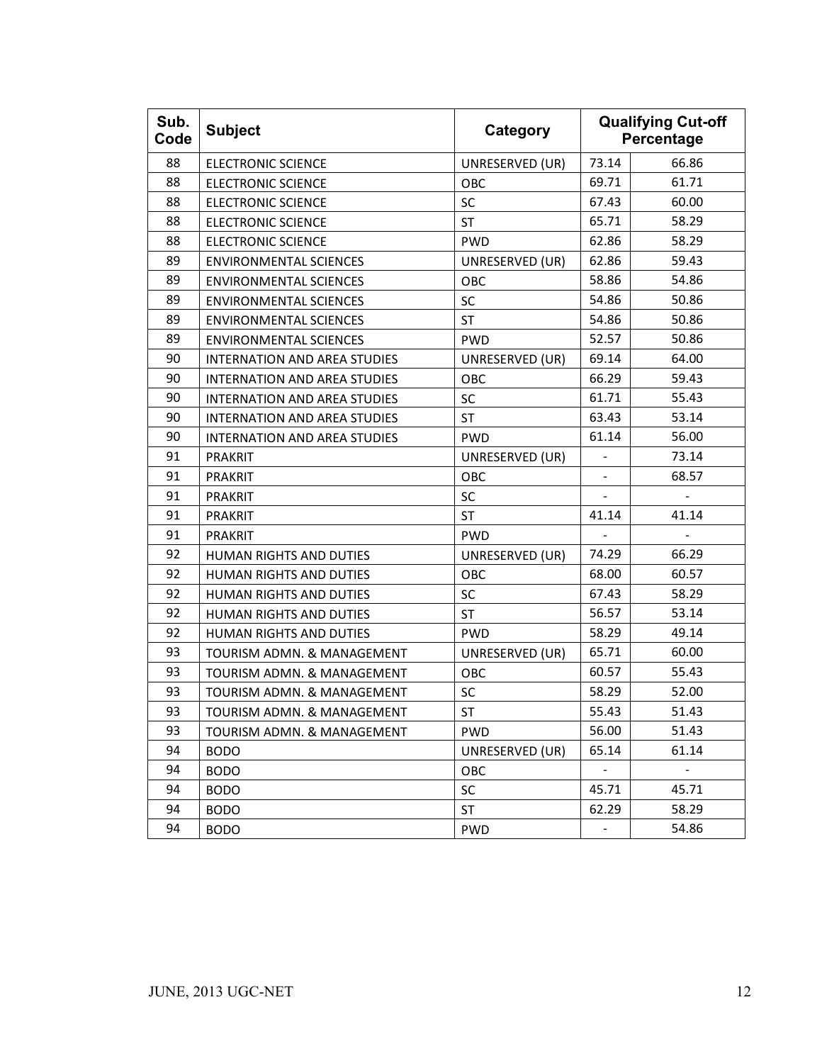| Sub. Code | Subject | Category | Qualifying Cut-off Percentage | |
|---|---|---|---|---|
| 88 | ELECTRONIC SCIENCE | UNRESERVED (UR) | 73.14 | 66.86 |
| 88 | ELECTRONIC SCIENCE | OBC | 69.71 | 61.71 |
| 88 | ELECTRONIC SCIENCE | SC | 67.43 | 60.00 |
| 88 | ELECTRONIC SCIENCE | ST | 65.71 | 58.29 |
| 88 | ELECTRONIC SCIENCE | PWD | 62.86 | 58.29 |
| 89 | ENVIRONMENTAL SCIENCES | UNRESERVED (UR) | 62.86 | 59.43 |
| 89 | ENVIRONMENTAL SCIENCES | OBC | 58.86 | 54.86 |
| 89 | ENVIRONMENTAL SCIENCES | SC | 54.86 | 50.86 |
| 89 | ENVIRONMENTAL SCIENCES | ST | 54.86 | 50.86 |
| 89 | ENVIRONMENTAL SCIENCES | PWD | 52.57 | 50.86 |
| 90 | INTERNATION AND AREA STUDIES | UNRESERVED (UR) | 69.14 | 64.00 |
| 90 | INTERNATION AND AREA STUDIES | OBC | 66.29 | 59.43 |
| 90 | INTERNATION AND AREA STUDIES | SC | 61.71 | 55.43 |
| 90 | INTERNATION AND AREA STUDIES | ST | 63.43 | 53.14 |
| 90 | INTERNATION AND AREA STUDIES | PWD | 61.14 | 56.00 |
| 91 | PRAKRIT | UNRESERVED (UR) | - | 73.14 |
| 91 | PRAKRIT | OBC | - | 68.57 |
| 91 | PRAKRIT | SC | - | - |
| 91 | PRAKRIT | ST | 41.14 | 41.14 |
| 91 | PRAKRIT | PWD | - | - |
| 92 | HUMAN RIGHTS AND DUTIES | UNRESERVED (UR) | 74.29 | 66.29 |
| 92 | HUMAN RIGHTS AND DUTIES | OBC | 68.00 | 60.57 |
| 92 | HUMAN RIGHTS AND DUTIES | SC | 67.43 | 58.29 |
| 92 | HUMAN RIGHTS AND DUTIES | ST | 56.57 | 53.14 |
| 92 | HUMAN RIGHTS AND DUTIES | PWD | 58.29 | 49.14 |
| 93 | TOURISM ADMN. & MANAGEMENT | UNRESERVED (UR) | 65.71 | 60.00 |
| 93 | TOURISM ADMN. & MANAGEMENT | OBC | 60.57 | 55.43 |
| 93 | TOURISM ADMN. & MANAGEMENT | SC | 58.29 | 52.00 |
| 93 | TOURISM ADMN. & MANAGEMENT | ST | 55.43 | 51.43 |
| 93 | TOURISM ADMN. & MANAGEMENT | PWD | 56.00 | 51.43 |
| 94 | BODO | UNRESERVED (UR) | 65.14 | 61.14 |
| 94 | BODO | OBC | - | - |
| 94 | BODO | SC | 45.71 | 45.71 |
| 94 | BODO | ST | 62.29 | 58.29 |
| 94 | BODO | PWD | - | 54.86 |